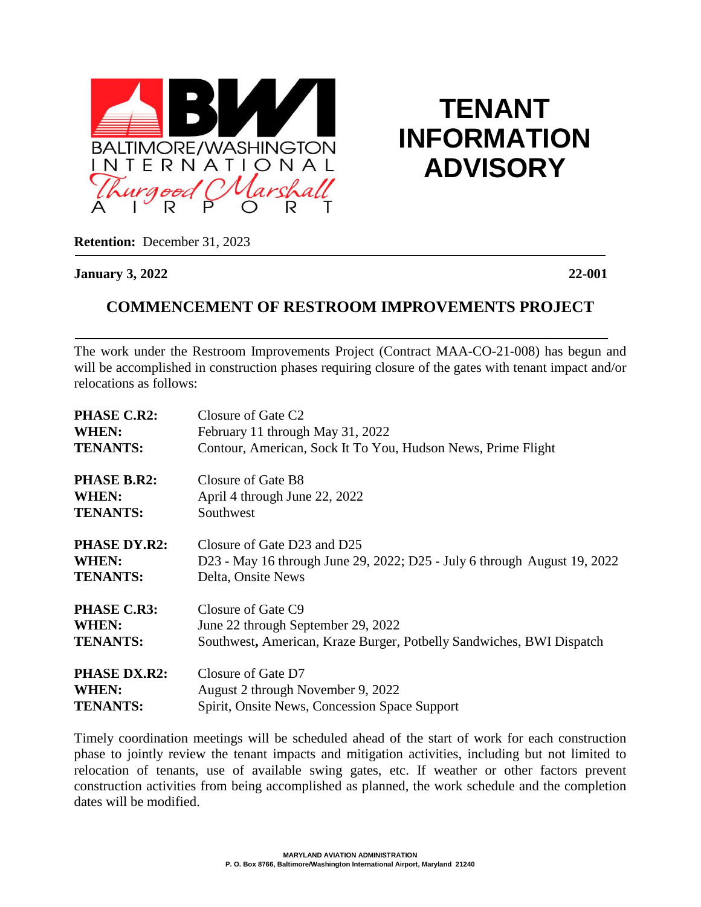BALTIMORE/WASHINGTON INTERNATIONAL Thurgood Marshall AIRPORT

# TENANT INFORMATION ADVISORY

**Retention:** December 31, 2023

**January 3, 2022** **22-001**

## COMMENCEMENT OF RESTROOM IMPROVEMENTS PROJECT

The work under the Restroom Improvements Project (Contract MAA-CO-21-008) has begun and will be accomplished in construction phases requiring closure of the gates with tenant impact and/or relocations as follows:

**PHASE C.R2:** Closure of Gate C2
**WHEN:** February 11 through May 31, 2022
**TENANTS:** Contour, American, Sock It To You, Hudson News, Prime Flight

**PHASE B.R2:** Closure of Gate B8
**WHEN:** April 4 through June 22, 2022
**TENANTS:** Southwest

**PHASE DY.R2:** Closure of Gate D23 and D25
**WHEN:** D23 - May 16 through June 29, 2022; D25 - July 6 through August 19, 2022
**TENANTS:** Delta, Onsite News

**PHASE C.R3:** Closure of Gate C9
**WHEN:** June 22 through September 29, 2022
**TENANTS:** Southwest**,** American, Kraze Burger, Potbelly Sandwiches, BWI Dispatch

**PHASE DX.R2:** Closure of Gate D7
**WHEN:** August 2 through November 9, 2022
**TENANTS:** Spirit, Onsite News, Concession Space Support

Timely coordination meetings will be scheduled ahead of the start of work for each construction phase to jointly review the tenant impacts and mitigation activities, including but not limited to relocation of tenants, use of available swing gates, etc. If weather or other factors prevent construction activities from being accomplished as planned, the work schedule and the completion dates will be modified.

**MARYLAND AVIATION ADMINISTRATION**
**P. O. Box 8766, Baltimore/Washington International Airport, Maryland 21240**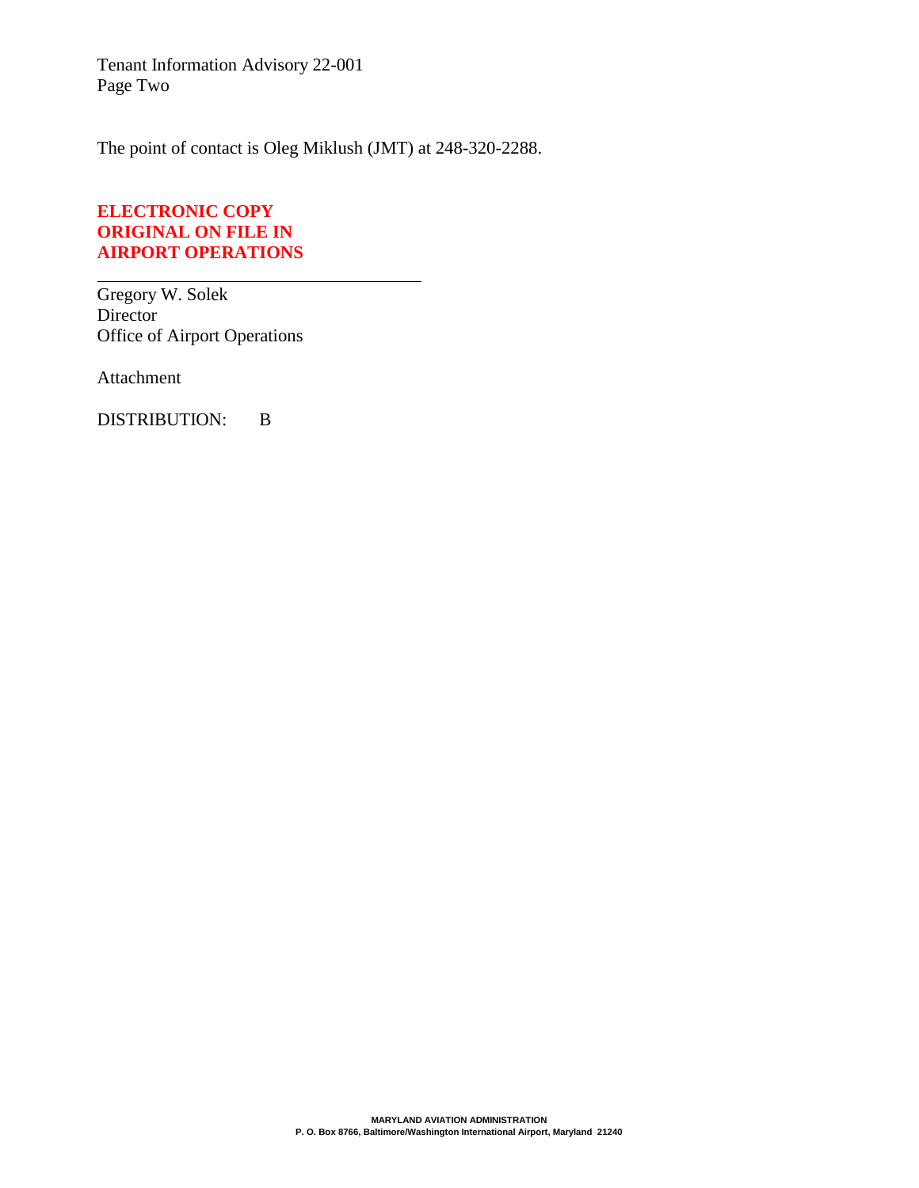The point of contact is Oleg Miklush (JMT) at 248-320-2288.

**ELECTRONIC COPY**
**ORIGINAL ON FILE IN**
**AIRPORT OPERATIONS**

Gregory W. Solek
Director
Office of Airport Operations

Attachment

DISTRIBUTION: B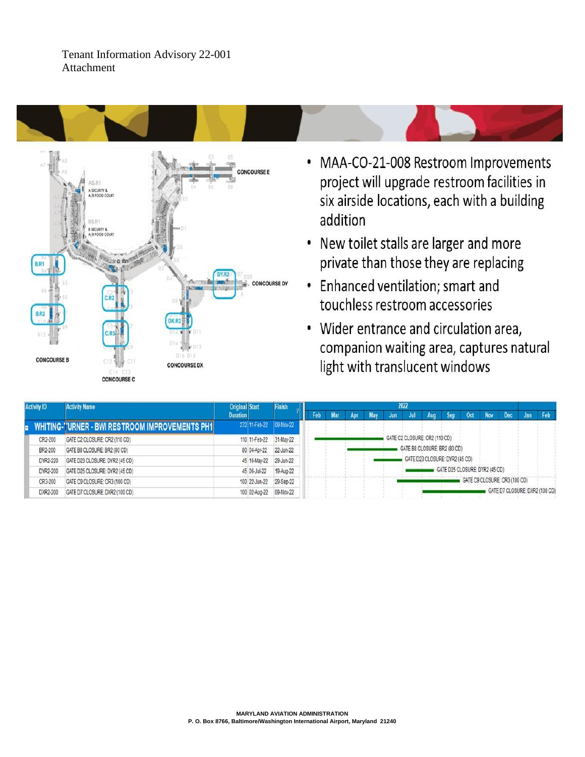Tenant Information Advisory 22-001
Attachment

CONCOURSE E

AS.R1

A SECURITY & A/B FOOD COURT

BS.R1

B SECURITY & A/B FOOD COURT

B.R1

B.R2

C.R2

C.R3

DY.R2

CONCOURSE DY

DX.R2

CONCOURSE B

CONCOURSE C

CONCOURSE DX

- MAA-CO-21-008 Restroom Improvements project will upgrade restroom facilities in six airside locations, each with a building addition
- New toilet stalls are larger and more private than those they are replacing
- Enhanced ventilation; smart and touchless restroom accessories
- Wider entrance and circulation area, companion waiting area, captures natural light with translucent windows

| Activity ID | Activity Name | Original Duration | Start | Finish |
|---|---|---|---|---|
| WHITING-TURNER - BWI RESTROOM IMPROVEMENTS PH1 | | 272 | 11-Feb-22 | 09-Nov-22 |
| CR2-200 | GATE C2 CLOSURE: CR2 (110 CD) | 110 | 11-Feb-22 | 31-May-22 |
| BR2-200 | GATE B8 CLOSURE: BR2 (80 CD) | 80 | 04-Apr-22 | 22-Jun-22 |
| DYR2-220 | GATE D23 CLOSURE: DYR2 (45 CD) | 45 | 16-May-22 | 29-Jun-22 |
| DYR2-200 | GATE D25 CLOSURE: DYR2 (45 CD) | 45 | 06-Jul-22 | 19-Aug-22 |
| CR3-200 | GATE C9 CLOSURE: CR3 (100 CD) | 100 | 22-Jun-22 | 29-Sep-22 |
| DXR2-200 | GATE D7 CLOSURE: DXR2 (100 CD) | 100 | 02-Aug-22 | 09-Nov-22 |

2022

Feb Mar Apr May Jun Jul Aug Sep Oct Nov Dec Jan Feb

GATE C2 CLOSURE: CR2 (110 CD)

GATE B8 CLOSURE: BR2 (80 CD)

GATE D23 CLOSURE: DYR2 (45 CD)

GATE D25 CLOSURE: DYR2 (45 CD)

GATE C9 CLOSURE: CR3 (100 CD)

GATE D7 CLOSURE: DXR2 (100 CD)

**MARYLAND AVIATION ADMINISTRATION**
**P. O. Box 8766, Baltimore/Washington International Airport, Maryland 21240**